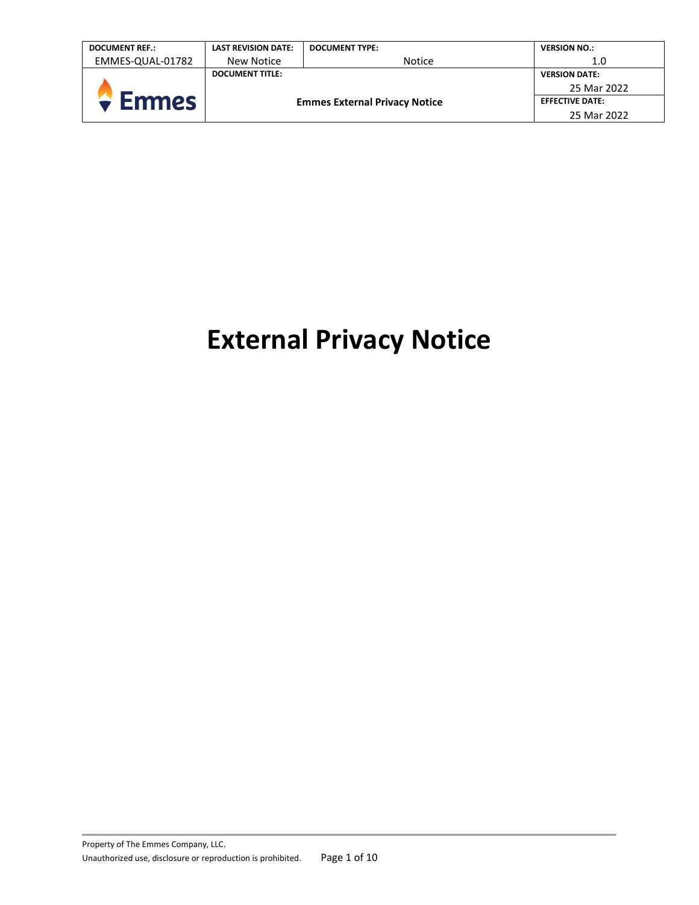| DOCUMENT REF.: | LAST REVISION DATE: | DOCUMENT TYPE: | VERSION NO.: |
|---|---|---|---|
| EMMES-QUAL-01782 | New Notice | Notice | 1.0 |
| Emmes | DOCUMENT TITLE: | | VERSION DATE: 25 Mar 2022 |
| | Emmes External Privacy Notice | | EFFECTIVE DATE: 25 Mar 2022 |

# External Privacy Notice

Property of The Emmes Company, LLC.
Unauthorized use, disclosure or reproduction is prohibited.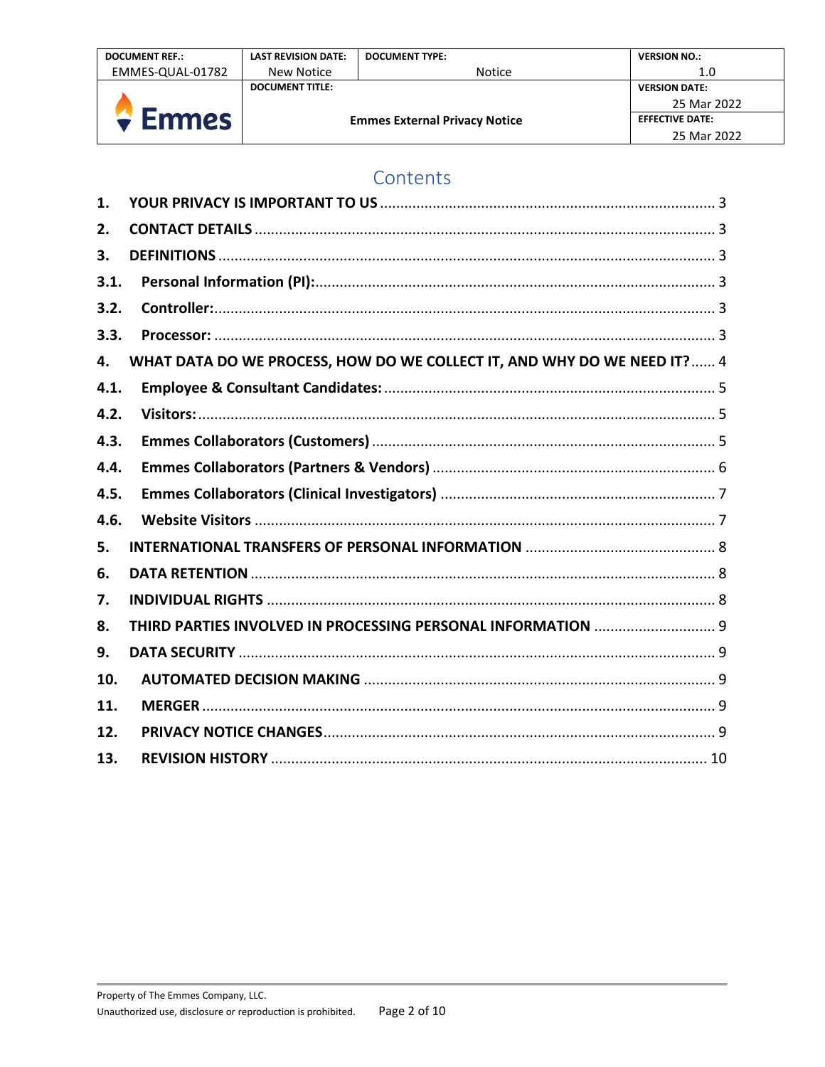# Contents

| | | |
|---|---|---|
| 1. | YOUR PRIVACY IS IMPORTANT TO US | 3 |
| 2. | CONTACT DETAILS | 3 |
| 3. | DEFINITIONS | 3 |
| 3.1. | Personal Information (PI): | 3 |
| 3.2. | Controller: | 3 |
| 3.3. | Processor: | 3 |
| 4. | WHAT DATA DO WE PROCESS, HOW DO WE COLLECT IT, AND WHY DO WE NEED IT? | 4 |
| 4.1. | Employee & Consultant Candidates: | 5 |
| 4.2. | Visitors: | 5 |
| 4.3. | Emmes Collaborators (Customers) | 5 |
| 4.4. | Emmes Collaborators (Partners & Vendors) | 6 |
| 4.5. | Emmes Collaborators (Clinical Investigators) | 7 |
| 4.6. | Website Visitors | 7 |
| 5. | INTERNATIONAL TRANSFERS OF PERSONAL INFORMATION | 8 |
| 6. | DATA RETENTION | 8 |
| 7. | INDIVIDUAL RIGHTS | 8 |
| 8. | THIRD PARTIES INVOLVED IN PROCESSING PERSONAL INFORMATION | 9 |
| 9. | DATA SECURITY | 9 |
| 10. | AUTOMATED DECISION MAKING | 9 |
| 11. | MERGER | 9 |
| 12. | PRIVACY NOTICE CHANGES | 9 |
| 13. | REVISION HISTORY | 10 |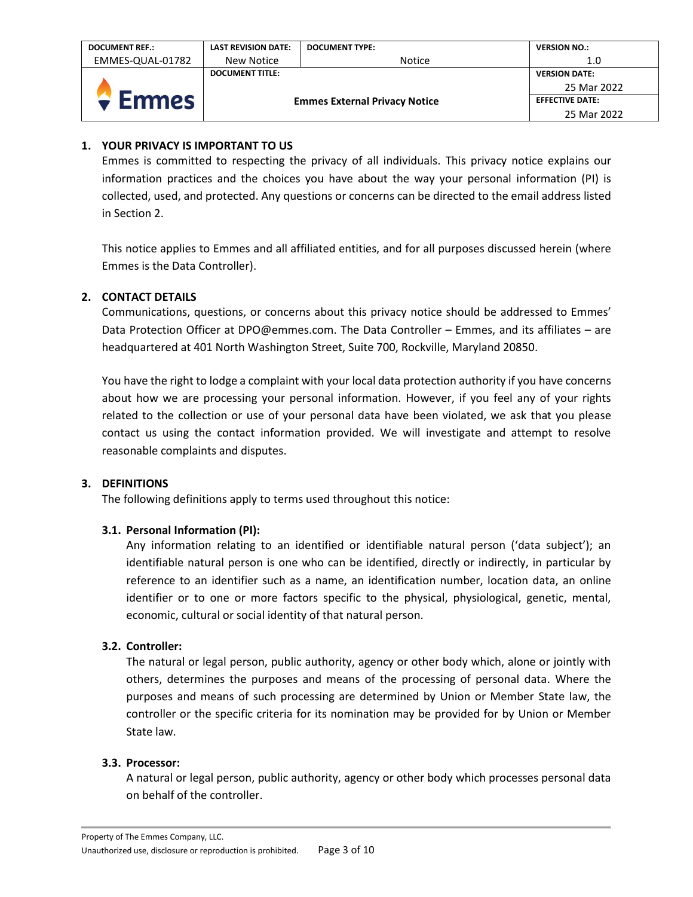| DOCUMENT REF.: | LAST REVISION DATE: | DOCUMENT TYPE: | VERSION NO.: |
|---|---|---|---|
| EMMES-QUAL-01782 | New Notice | Notice | 1.0 |
| Emmes | DOCUMENT TITLE: Emmes External Privacy Notice | | VERSION DATE: 25 Mar 2022 |
| | | | EFFECTIVE DATE: 25 Mar 2022 |

## 1. YOUR PRIVACY IS IMPORTANT TO US

Emmes is committed to respecting the privacy of all individuals. This privacy notice explains our information practices and the choices you have about the way your personal information (PI) is collected, used, and protected. Any questions or concerns can be directed to the email address listed in Section 2.

This notice applies to Emmes and all affiliated entities, and for all purposes discussed herein (where Emmes is the Data Controller).

## 2. CONTACT DETAILS

Communications, questions, or concerns about this privacy notice should be addressed to Emmes' Data Protection Officer at DPO@emmes.com. The Data Controller – Emmes, and its affiliates – are headquartered at 401 North Washington Street, Suite 700, Rockville, Maryland 20850.

You have the right to lodge a complaint with your local data protection authority if you have concerns about how we are processing your personal information. However, if you feel any of your rights related to the collection or use of your personal data have been violated, we ask that you please contact us using the contact information provided. We will investigate and attempt to resolve reasonable complaints and disputes.

## 3. DEFINITIONS

The following definitions apply to terms used throughout this notice:

### 3.1. Personal Information (PI):

Any information relating to an identified or identifiable natural person ('data subject'); an identifiable natural person is one who can be identified, directly or indirectly, in particular by reference to an identifier such as a name, an identification number, location data, an online identifier or to one or more factors specific to the physical, physiological, genetic, mental, economic, cultural or social identity of that natural person.

### 3.2. Controller:

The natural or legal person, public authority, agency or other body which, alone or jointly with others, determines the purposes and means of the processing of personal data. Where the purposes and means of such processing are determined by Union or Member State law, the controller or the specific criteria for its nomination may be provided for by Union or Member State law.

### 3.3. Processor:

A natural or legal person, public authority, agency or other body which processes personal data on behalf of the controller.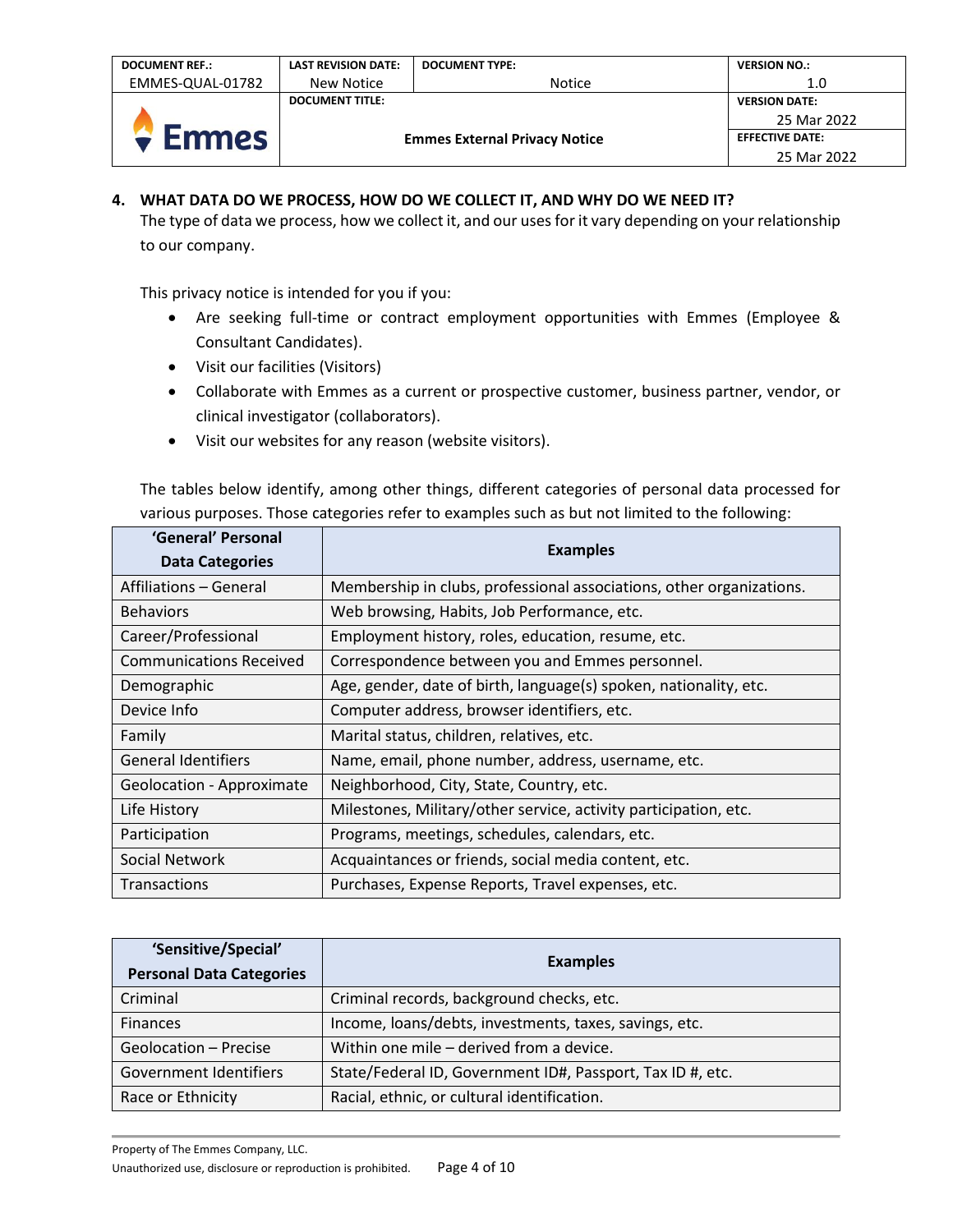## 4. WHAT DATA DO WE PROCESS, HOW DO WE COLLECT IT, AND WHY DO WE NEED IT?

The type of data we process, how we collect it, and our uses for it vary depending on your relationship to our company.

This privacy notice is intended for you if you:

- Are seeking full-time or contract employment opportunities with Emmes (Employee & Consultant Candidates).
- Visit our facilities (Visitors)
- Collaborate with Emmes as a current or prospective customer, business partner, vendor, or clinical investigator (collaborators).
- Visit our websites for any reason (website visitors).

The tables below identify, among other things, different categories of personal data processed for various purposes. Those categories refer to examples such as but not limited to the following:

| 'General' Personal Data Categories | Examples |
|---|---|
| Affiliations – General | Membership in clubs, professional associations, other organizations. |
| Behaviors | Web browsing, Habits, Job Performance, etc. |
| Career/Professional | Employment history, roles, education, resume, etc. |
| Communications Received | Correspondence between you and Emmes personnel. |
| Demographic | Age, gender, date of birth, language(s) spoken, nationality, etc. |
| Device Info | Computer address, browser identifiers, etc. |
| Family | Marital status, children, relatives, etc. |
| General Identifiers | Name, email, phone number, address, username, etc. |
| Geolocation - Approximate | Neighborhood, City, State, Country, etc. |
| Life History | Milestones, Military/other service, activity participation, etc. |
| Participation | Programs, meetings, schedules, calendars, etc. |
| Social Network | Acquaintances or friends, social media content, etc. |
| Transactions | Purchases, Expense Reports, Travel expenses, etc. |

| 'Sensitive/Special' Personal Data Categories | Examples |
|---|---|
| Criminal | Criminal records, background checks, etc. |
| Finances | Income, loans/debts, investments, taxes, savings, etc. |
| Geolocation – Precise | Within one mile – derived from a device. |
| Government Identifiers | State/Federal ID, Government ID#, Passport, Tax ID #, etc. |
| Race or Ethnicity | Racial, ethnic, or cultural identification. |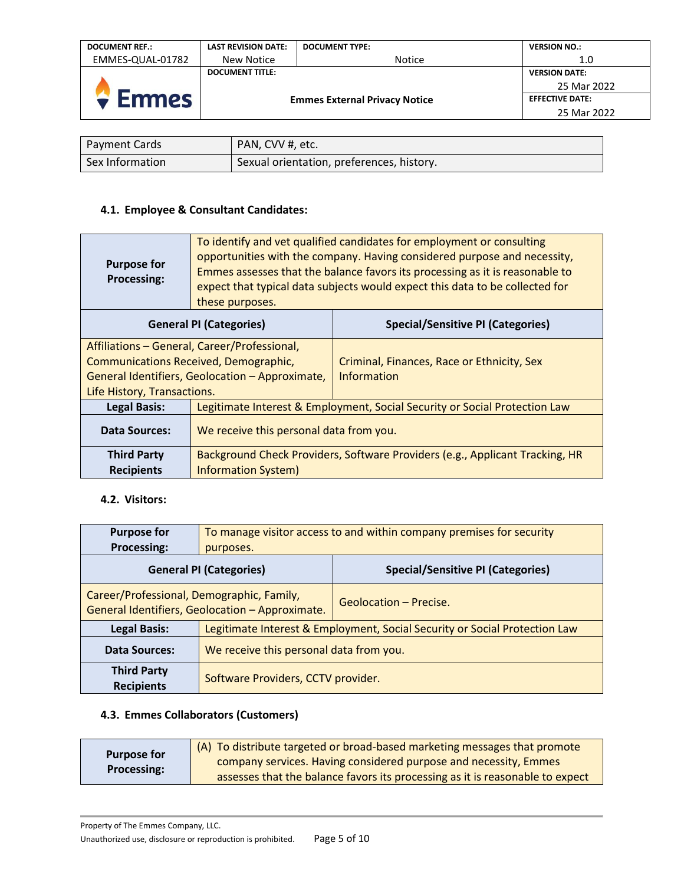| Payment Cards | PAN, CVV #, etc. |
|---|---|
| Sex Information | Sexual orientation, preferences, history. |

### 4.1. Employee & Consultant Candidates:

| **Purpose for Processing:** | To identify and vet qualified candidates for employment or consulting opportunities with the company. Having considered purpose and necessity, Emmes assesses that the balance favors its processing as it is reasonable to expect that typical data subjects would expect this data to be collected for these purposes. |
|---|---|
| **General PI (Categories)** | **Special/Sensitive PI (Categories)** |
| Affiliations – General, Career/Professional, Communications Received, Demographic, General Identifiers, Geolocation – Approximate, Life History, Transactions. | Criminal, Finances, Race or Ethnicity, Sex Information |
| **Legal Basis:** | Legitimate Interest & Employment, Social Security or Social Protection Law |
| **Data Sources:** | We receive this personal data from you. |
| **Third Party Recipients** | Background Check Providers, Software Providers (e.g., Applicant Tracking, HR Information System) |

### 4.2. Visitors:

| **Purpose for Processing:** | To manage visitor access to and within company premises for security purposes. |
|---|---|
| **General PI (Categories)** | **Special/Sensitive PI (Categories)** |
| Career/Professional, Demographic, Family, General Identifiers, Geolocation – Approximate. | Geolocation – Precise. |
| **Legal Basis:** | Legitimate Interest & Employment, Social Security or Social Protection Law |
| **Data Sources:** | We receive this personal data from you. |
| **Third Party Recipients** | Software Providers, CCTV provider. |

### 4.3. Emmes Collaborators (Customers)

| **Purpose for Processing:** | (A) To distribute targeted or broad-based marketing messages that promote company services. Having considered purpose and necessity, Emmes assesses that the balance favors its processing as it is reasonable to expect |
|---|---|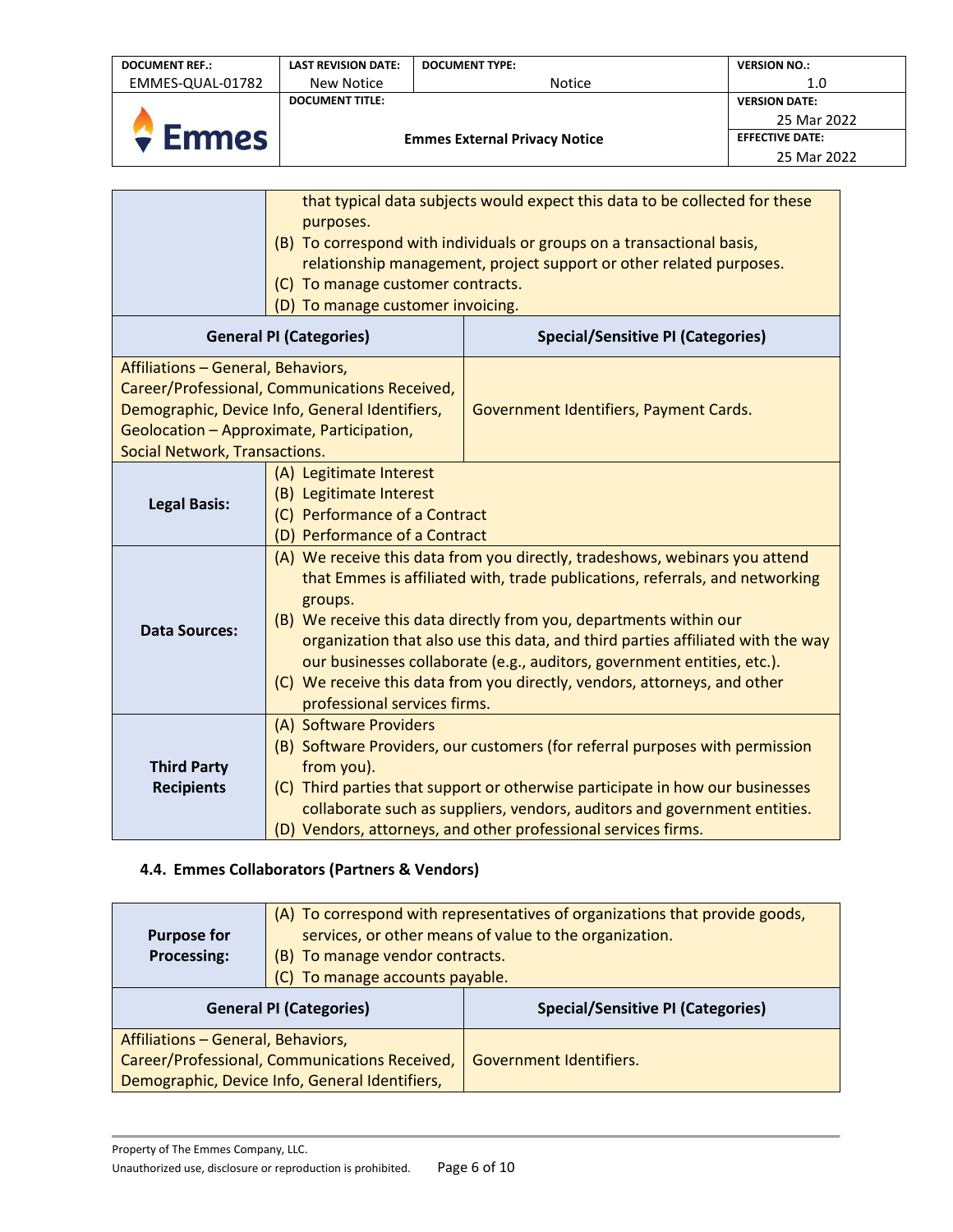| | |
|---|---|
| | that typical data subjects would expect this data to be collected for these purposes.<br>(B) To correspond with individuals or groups on a transactional basis, relationship management, project support or other related purposes.<br>(C) To manage customer contracts.<br>(D) To manage customer invoicing. |
| **General PI (Categories)** | **Special/Sensitive PI (Categories)** |
| Affiliations – General, Behaviors, Career/Professional, Communications Received, Demographic, Device Info, General Identifiers, Geolocation – Approximate, Participation, Social Network, Transactions. | Government Identifiers, Payment Cards. |
| **Legal Basis:** | (A) Legitimate Interest<br>(B) Legitimate Interest<br>(C) Performance of a Contract<br>(D) Performance of a Contract |
| **Data Sources:** | (A) We receive this data from you directly, tradeshows, webinars you attend that Emmes is affiliated with, trade publications, referrals, and networking groups.<br>(B) We receive this data directly from you, departments within our organization that also use this data, and third parties affiliated with the way our businesses collaborate (e.g., auditors, government entities, etc.).<br>(C) We receive this data from you directly, vendors, attorneys, and other professional services firms. |
| **Third Party Recipients** | (A) Software Providers<br>(B) Software Providers, our customers (for referral purposes with permission from you).<br>(C) Third parties that support or otherwise participate in how our businesses collaborate such as suppliers, vendors, auditors and government entities.<br>(D) Vendors, attorneys, and other professional services firms. |

### 4.4. Emmes Collaborators (Partners & Vendors)

| | |
|---|---|
| **Purpose for Processing:** | (A) To correspond with representatives of organizations that provide goods, services, or other means of value to the organization.<br>(B) To manage vendor contracts.<br>(C) To manage accounts payable. |
| **General PI (Categories)** | **Special/Sensitive PI (Categories)** |
| Affiliations – General, Behaviors, Career/Professional, Communications Received, Demographic, Device Info, General Identifiers, | Government Identifiers. |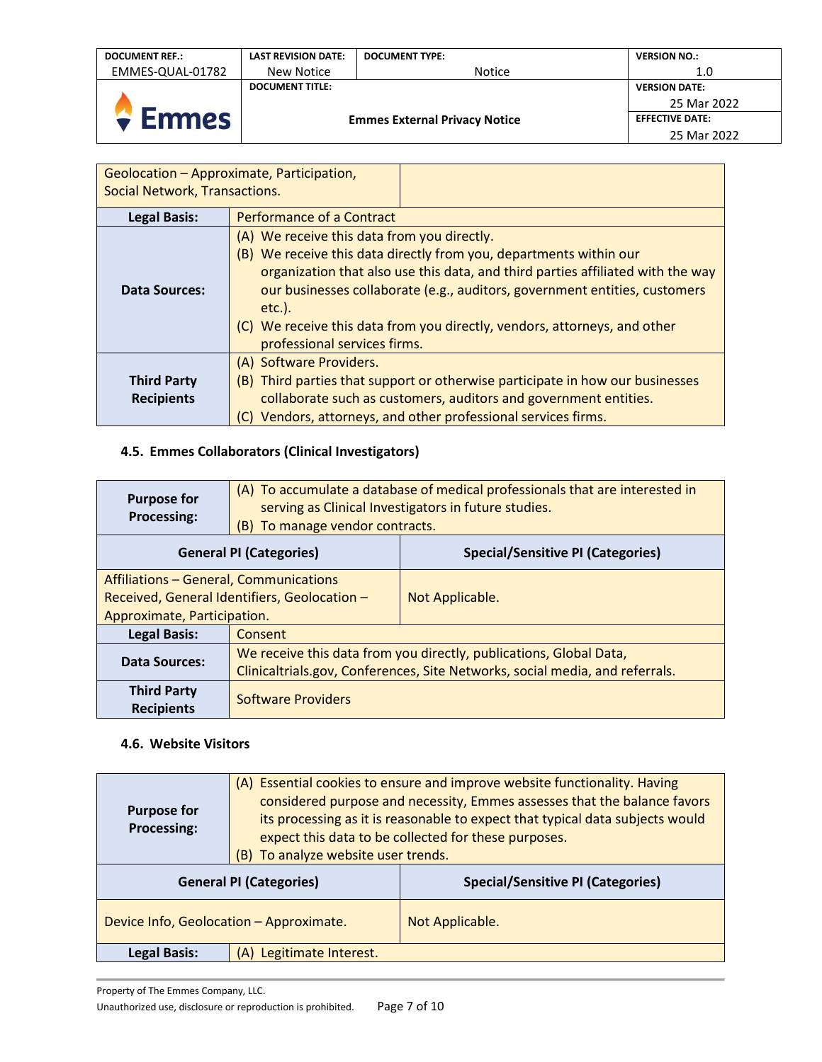| | |
|---|---|
| Geolocation – Approximate, Participation, Social Network, Transactions. | |
| **Legal Basis:** | Performance of a Contract |
| **Data Sources:** | (A) We receive this data from you directly.<br>(B) We receive this data directly from you, departments within our organization that also use this data, and third parties affiliated with the way our businesses collaborate (e.g., auditors, government entities, customers etc.).<br>(C) We receive this data from you directly, vendors, attorneys, and other professional services firms. |
| **Third Party Recipients** | (A) Software Providers.<br>(B) Third parties that support or otherwise participate in how our businesses collaborate such as customers, auditors and government entities.<br>(C) Vendors, attorneys, and other professional services firms. |

### 4.5. Emmes Collaborators (Clinical Investigators)

| | |
|---|---|
| **Purpose for Processing:** | (A) To accumulate a database of medical professionals that are interested in serving as Clinical Investigators in future studies.<br>(B) To manage vendor contracts. |
| **General PI (Categories)** | **Special/Sensitive PI (Categories)** |
| Affiliations – General, Communications Received, General Identifiers, Geolocation – Approximate, Participation. | Not Applicable. |
| **Legal Basis:** | Consent |
| **Data Sources:** | We receive this data from you directly, publications, Global Data, Clinicaltrials.gov, Conferences, Site Networks, social media, and referrals. |
| **Third Party Recipients** | Software Providers |

### 4.6. Website Visitors

| | |
|---|---|
| **Purpose for Processing:** | (A) Essential cookies to ensure and improve website functionality. Having considered purpose and necessity, Emmes assesses that the balance favors its processing as it is reasonable to expect that typical data subjects would expect this data to be collected for these purposes.<br>(B) To analyze website user trends. |
| **General PI (Categories)** | **Special/Sensitive PI (Categories)** |
| Device Info, Geolocation – Approximate. | Not Applicable. |
| **Legal Basis:** | (A) Legitimate Interest. |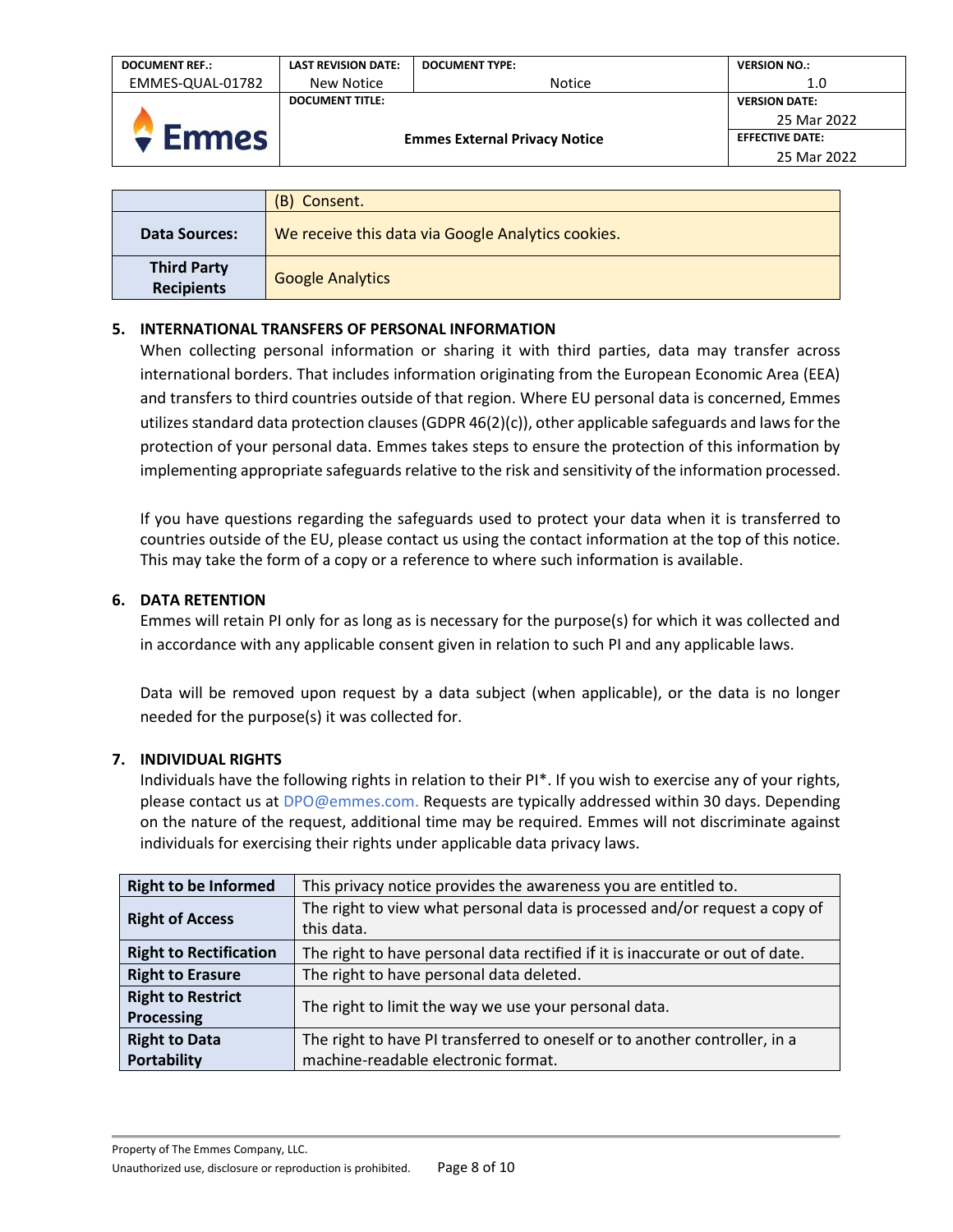|  | (B) Consent. |
|---|---|
| **Data Sources:** | We receive this data via Google Analytics cookies. |
| **Third Party Recipients** | Google Analytics |

## 5. INTERNATIONAL TRANSFERS OF PERSONAL INFORMATION

When collecting personal information or sharing it with third parties, data may transfer across international borders. That includes information originating from the European Economic Area (EEA) and transfers to third countries outside of that region. Where EU personal data is concerned, Emmes utilizes standard data protection clauses (GDPR 46(2)(c)), other applicable safeguards and laws for the protection of your personal data. Emmes takes steps to ensure the protection of this information by implementing appropriate safeguards relative to the risk and sensitivity of the information processed.

If you have questions regarding the safeguards used to protect your data when it is transferred to countries outside of the EU, please contact us using the contact information at the top of this notice. This may take the form of a copy or a reference to where such information is available.

## 6. DATA RETENTION

Emmes will retain PI only for as long as is necessary for the purpose(s) for which it was collected and in accordance with any applicable consent given in relation to such PI and any applicable laws.

Data will be removed upon request by a data subject (when applicable), or the data is no longer needed for the purpose(s) it was collected for.

## 7. INDIVIDUAL RIGHTS

Individuals have the following rights in relation to their PI*. If you wish to exercise any of your rights, please contact us at DPO@emmes.com. Requests are typically addressed within 30 days. Depending on the nature of the request, additional time may be required. Emmes will not discriminate against individuals for exercising their rights under applicable data privacy laws.

| Right | Description |
|---|---|
| **Right to be Informed** | This privacy notice provides the awareness you are entitled to. |
| **Right of Access** | The right to view what personal data is processed and/or request a copy of this data. |
| **Right to Rectification** | The right to have personal data rectified if it is inaccurate or out of date. |
| **Right to Erasure** | The right to have personal data deleted. |
| **Right to Restrict Processing** | The right to limit the way we use your personal data. |
| **Right to Data Portability** | The right to have PI transferred to oneself or to another controller, in a machine-readable electronic format. |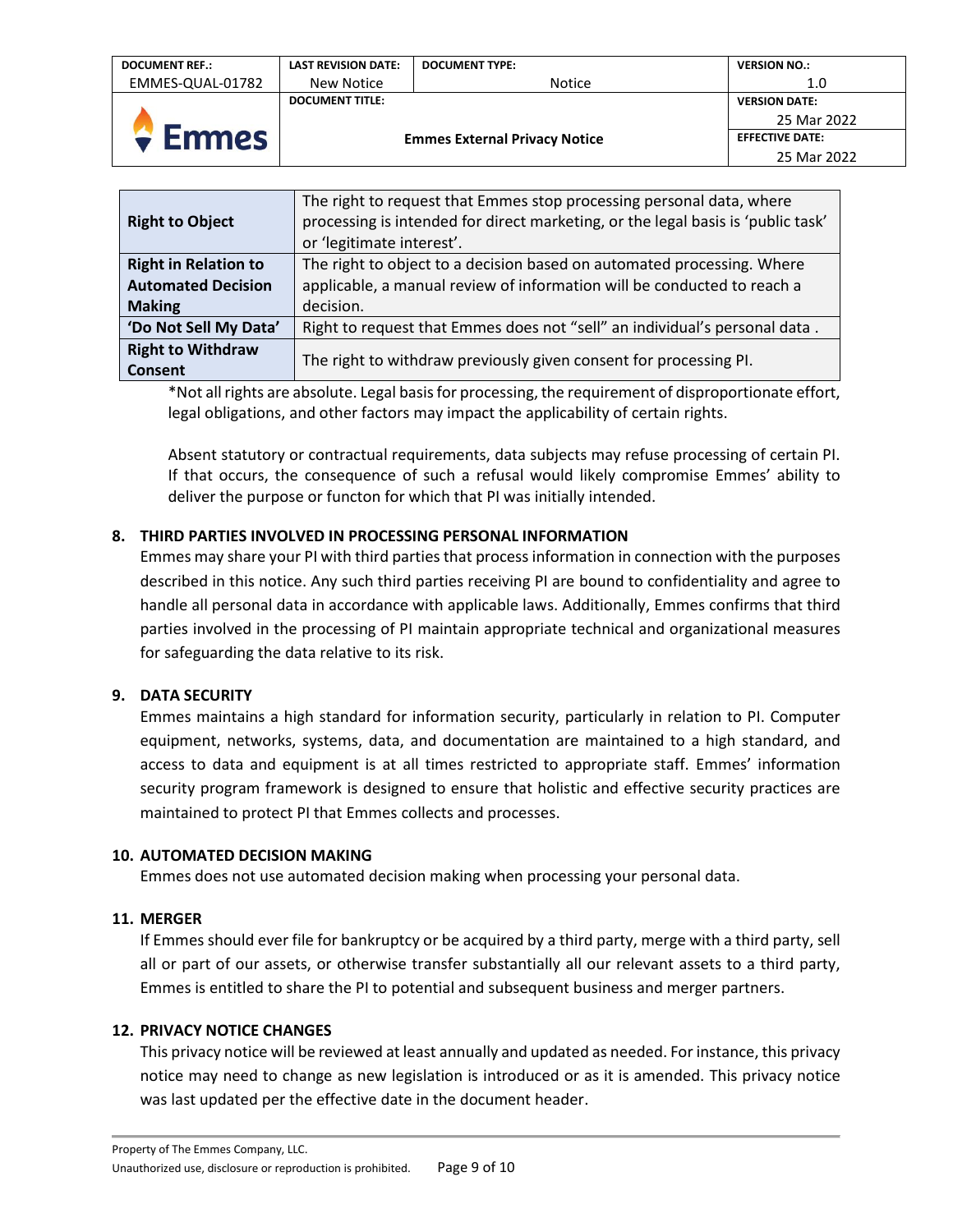| Right to Object | The right to request that Emmes stop processing personal data, where processing is intended for direct marketing, or the legal basis is 'public task' or 'legitimate interest'. |
|---|---|
| **Right in Relation to Automated Decision Making** | The right to object to a decision based on automated processing. Where applicable, a manual review of information will be conducted to reach a decision. |
| **'Do Not Sell My Data'** | Right to request that Emmes does not "sell" an individual's personal data . |
| **Right to Withdraw Consent** | The right to withdraw previously given consent for processing PI. |

*Not all rights are absolute. Legal basis for processing, the requirement of disproportionate effort, legal obligations, and other factors may impact the applicability of certain rights.

Absent statutory or contractual requirements, data subjects may refuse processing of certain PI. If that occurs, the consequence of such a refusal would likely compromise Emmes' ability to deliver the purpose or functon for which that PI was initially intended.

## 8. THIRD PARTIES INVOLVED IN PROCESSING PERSONAL INFORMATION

Emmes may share your PI with third parties that process information in connection with the purposes described in this notice. Any such third parties receiving PI are bound to confidentiality and agree to handle all personal data in accordance with applicable laws. Additionally, Emmes confirms that third parties involved in the processing of PI maintain appropriate technical and organizational measures for safeguarding the data relative to its risk.

## 9. DATA SECURITY

Emmes maintains a high standard for information security, particularly in relation to PI. Computer equipment, networks, systems, data, and documentation are maintained to a high standard, and access to data and equipment is at all times restricted to appropriate staff. Emmes' information security program framework is designed to ensure that holistic and effective security practices are maintained to protect PI that Emmes collects and processes.

## 10. AUTOMATED DECISION MAKING

Emmes does not use automated decision making when processing your personal data.

## 11. MERGER

If Emmes should ever file for bankruptcy or be acquired by a third party, merge with a third party, sell all or part of our assets, or otherwise transfer substantially all our relevant assets to a third party, Emmes is entitled to share the PI to potential and subsequent business and merger partners.

## 12. PRIVACY NOTICE CHANGES

This privacy notice will be reviewed at least annually and updated as needed. For instance, this privacy notice may need to change as new legislation is introduced or as it is amended. This privacy notice was last updated per the effective date in the document header.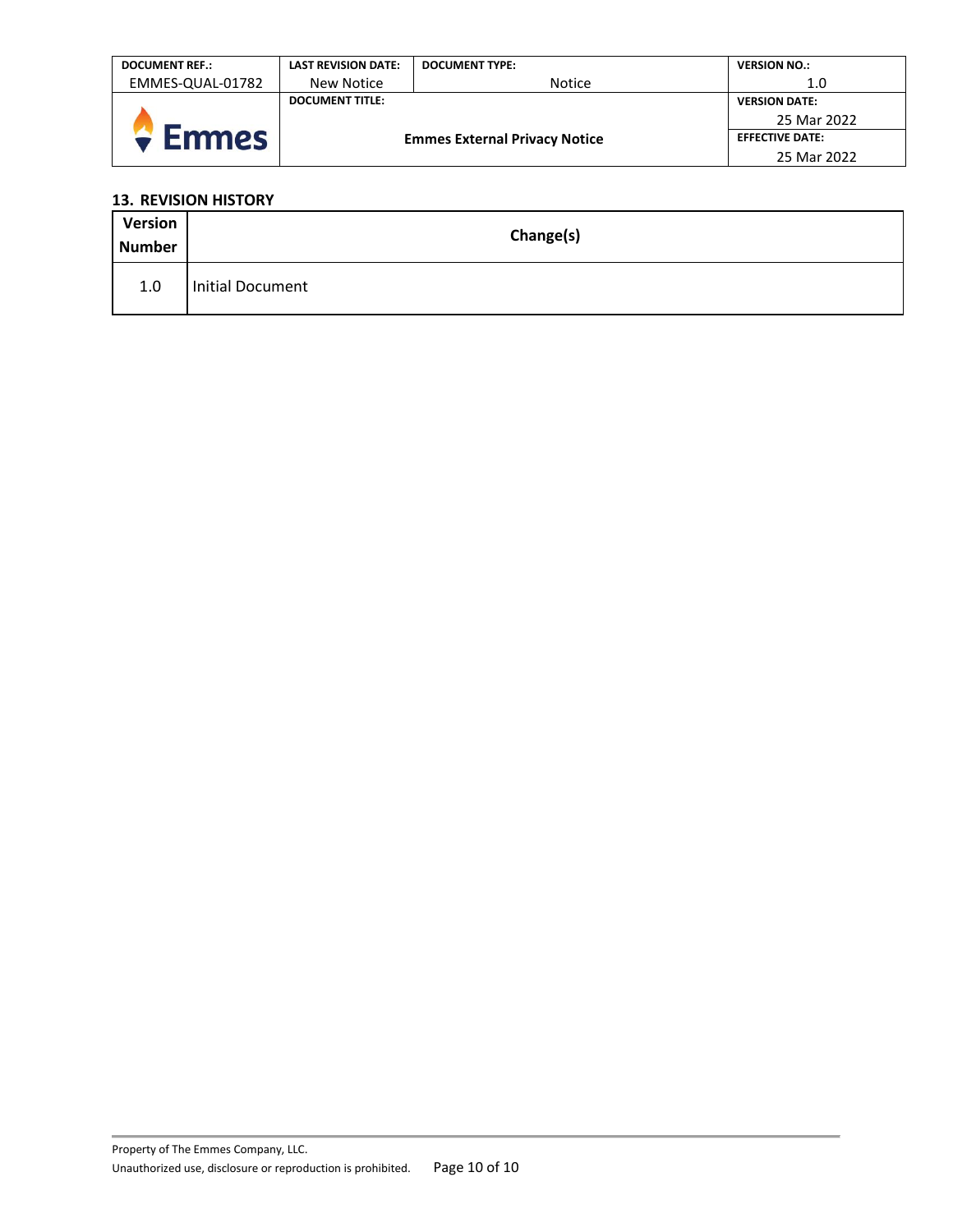## 13. REVISION HISTORY

| Version Number | Change(s) |
|---|---|
| 1.0 | Initial Document |